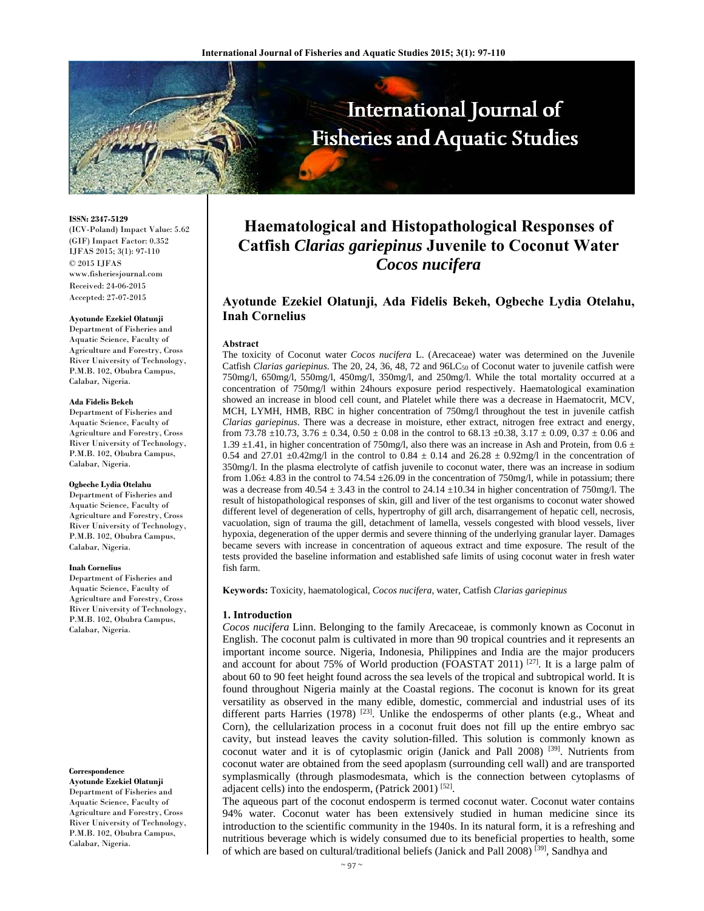# Haematological and Histopathological Responses of Catfish *Clarias gariepinus* Juvenile to Coconut Water *Cocos nucifera*

**Ayotunde Ezekiel Olatunji, Ada Fidelis Bekeh, Ogbeche Lydia Otelahu, Inah Cornelius**

**ISSN: 2347-5129**
(ICV-Poland) Impact Value: 5.62
(GIF) Impact Factor: 0.352
IJFAS 2015; 3(1): 97-110
© 2015 IJFAS
www.fisheriesjournal.com
Received: 24-06-2015
Accepted: 27-07-2015

**Ayotunde Ezekiel Olatunji**
Department of Fisheries and Aquatic Science, Faculty of Agriculture and Forestry, Cross River University of Technology, P.M.B. 102, Obubra Campus, Calabar, Nigeria.

**Ada Fidelis Bekeh**
Department of Fisheries and Aquatic Science, Faculty of Agriculture and Forestry, Cross River University of Technology, P.M.B. 102, Obubra Campus, Calabar, Nigeria.

**Ogbeche Lydia Otelahu**
Department of Fisheries and Aquatic Science, Faculty of Agriculture and Forestry, Cross River University of Technology, P.M.B. 102, Obubra Campus, Calabar, Nigeria.

**Inah Cornelius**
Department of Fisheries and Aquatic Science, Faculty of Agriculture and Forestry, Cross River University of Technology, P.M.B. 102, Obubra Campus, Calabar, Nigeria.

**Correspondence**
**Ayotunde Ezekiel Olatunji**
Department of Fisheries and Aquatic Science, Faculty of Agriculture and Forestry, Cross River University of Technology, P.M.B. 102, Obubra Campus, Calabar, Nigeria.

### Abstract

The toxicity of Coconut water *Cocos nucifera* L. (Arecaceae) water was determined on the Juvenile Catfish *Clarias gariepinus*. The 20, 24, 36, 48, 72 and 96$LC_{50}$ of Coconut water to juvenile catfish were 750mg/l, 650mg/l, 550mg/l, 450mg/l, 350mg/l, and 250mg/l. While the total mortality occurred at a concentration of 750mg/l within 24hours exposure period respectively. Haematological examination showed an increase in blood cell count, and Platelet while there was a decrease in Haematocrit, MCV, MCH, LYMH, HMB, RBC in higher concentration of 750mg/l throughout the test in juvenile catfish *Clarias gariepinus*. There was a decrease in moisture, ether extract, nitrogen free extract and energy, from 73.78 ±10.73, 3.76 ± 0.34, 0.50 ± 0.08 in the control to 68.13 ±0.38, 3.17 ± 0.09, 0.37 ± 0.06 and 1.39 ±1.41, in higher concentration of 750mg/l, also there was an increase in Ash and Protein, from 0.6 ± 0.54 and 27.01 ±0.42mg/l in the control to 0.84 ± 0.14 and 26.28 ± 0.92mg/l in the concentration of 350mg/l. In the plasma electrolyte of catfish juvenile to coconut water, there was an increase in sodium from 1.06± 4.83 in the control to 74.54 ±26.09 in the concentration of 750mg/l, while in potassium; there was a decrease from 40.54 ± 3.43 in the control to 24.14 ±10.34 in higher concentration of 750mg/l. The result of histopathological responses of skin, gill and liver of the test organisms to coconut water showed different level of degeneration of cells, hypertrophy of gill arch, disarrangement of hepatic cell, necrosis, vacuolation, sign of trauma the gill, detachment of lamella, vessels congested with blood vessels, liver hypoxia, degeneration of the upper dermis and severe thinning of the underlying granular layer. Damages became severs with increase in concentration of aqueous extract and time exposure. The result of the tests provided the baseline information and established safe limits of using coconut water in fresh water fish farm.

**Keywords:** Toxicity, haematological, *Cocos nucifera*, water, Catfish *Clarias gariepinus*

## 1. Introduction

*Cocos nucifera* Linn. Belonging to the family Arecaceae, is commonly known as Coconut in English. The coconut palm is cultivated in more than 90 tropical countries and it represents an important income source. Nigeria, Indonesia, Philippines and India are the major producers and account for about 75% of World production (FOASTAT 2011) [27]. It is a large palm of about 60 to 90 feet height found across the sea levels of the tropical and subtropical world. It is found throughout Nigeria mainly at the Coastal regions. The coconut is known for its great versatility as observed in the many edible, domestic, commercial and industrial uses of its different parts Harries (1978) [23]. Unlike the endosperms of other plants (e.g., Wheat and Corn), the cellularization process in a coconut fruit does not fill up the entire embryo sac cavity, but instead leaves the cavity solution-filled. This solution is commonly known as coconut water and it is of cytoplasmic origin (Janick and Pall 2008) [39]. Nutrients from coconut water are obtained from the seed apoplasm (surrounding cell wall) and are transported symplasmically (through plasmodesmata, which is the connection between cytoplasms of adjacent cells) into the endosperm, (Patrick 2001) [52].

The aqueous part of the coconut endosperm is termed coconut water. Coconut water contains 94% water. Coconut water has been extensively studied in human medicine since its introduction to the scientific community in the 1940s. In its natural form, it is a refreshing and nutritious beverage which is widely consumed due to its beneficial properties to health, some of which are based on cultural/traditional beliefs (Janick and Pall 2008) [39], Sandhya and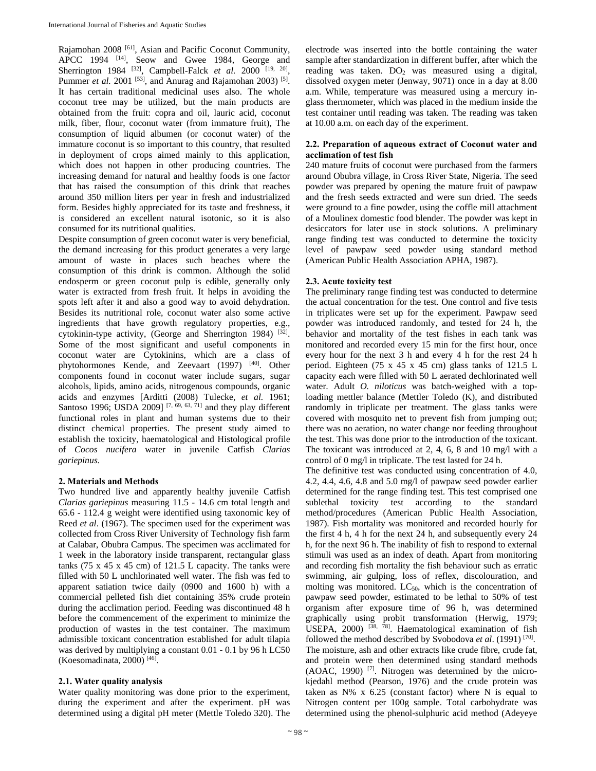Rajamohan 2008 [61], Asian and Pacific Coconut Community, APCC 1994 [14], Seow and Gwee 1984, George and Sherrington 1984 [32], Campbell-Falck *et al.* 2000 [19, 20], Pummer *et al.* 2001 [53], and Anurag and Rajamohan 2003) [5]. It has certain traditional medicinal uses also. The whole coconut tree may be utilized, but the main products are obtained from the fruit: copra and oil, lauric acid, coconut milk, fiber, flour, coconut water (from immature fruit), The consumption of liquid albumen (or coconut water) of the immature coconut is so important to this country, that resulted in deployment of crops aimed mainly to this application, which does not happen in other producing countries. The increasing demand for natural and healthy foods is one factor that has raised the consumption of this drink that reaches around 350 million liters per year in fresh and industrialized form. Besides highly appreciated for its taste and freshness, it is considered an excellent natural isotonic, so it is also consumed for its nutritional qualities.

Despite consumption of green coconut water is very beneficial, the demand increasing for this product generates a very large amount of waste in places such beaches where the consumption of this drink is common. Although the solid endosperm or green coconut pulp is edible, generally only water is extracted from fresh fruit. It helps in avoiding the spots left after it and also a good way to avoid dehydration. Besides its nutritional role, coconut water also some active ingredients that have growth regulatory properties, e.g., cytokinin-type activity, (George and Sherrington 1984) [32]. Some of the most significant and useful components in coconut water are Cytokinins, which are a class of phytohormones Kende, and Zeevaart (1997) [40]. Other components found in coconut water include sugars, sugar alcohols, lipids, amino acids, nitrogenous compounds, organic acids and enzymes [Arditti (2008) Tulecke, *et al.* 1961; Santoso 1996; USDA 2009] [7, 69, 63, 71] and they play different functional roles in plant and human systems due to their distinct chemical properties. The present study aimed to establish the toxicity, haematological and Histological profile of *Cocos nucifera* water in juvenile Catfish *Clarias gariepinus.*

## 2. Materials and Methods

Two hundred live and apparently healthy juvenile Catfish *Clarias gariepinus* measuring 11.5 - 14.6 cm total length and 65.6 - 112.4 g weight were identified using taxonomic key of Reed *et al*. (1967). The specimen used for the experiment was collected from Cross River University of Technology fish farm at Calabar, Obubra Campus. The specimen was acclimated for 1 week in the laboratory inside transparent, rectangular glass tanks (75 x 45 x 45 cm) of 121.5 L capacity. The tanks were filled with 50 L unchlorinated well water. The fish was fed to apparent satiation twice daily (0900 and 1600 h) with a commercial pelleted fish diet containing 35% crude protein during the acclimation period. Feeding was discontinued 48 h before the commencement of the experiment to minimize the production of wastes in the test container. The maximum admissible toxicant concentration established for adult tilapia was derived by multiplying a constant 0.01 - 0.1 by 96 h LC50 (Koesomadinata, 2000) [46].

### 2.1. Water quality analysis

Water quality monitoring was done prior to the experiment, during the experiment and after the experiment. pH was determined using a digital pH meter (Mettle Toledo 320). The electrode was inserted into the bottle containing the water sample after standardization in different buffer, after which the reading was taken. $DO_2$ was measured using a digital, dissolved oxygen meter (Jenway, 9071) once in a day at 8.00 a.m. While, temperature was measured using a mercury in-glass thermometer, which was placed in the medium inside the test container until reading was taken. The reading was taken at 10.00 a.m. on each day of the experiment.

### 2.2. Preparation of aqueous extract of Coconut water and acclimation of test fish

240 mature fruits of coconut were purchased from the farmers around Obubra village, in Cross River State, Nigeria. The seed powder was prepared by opening the mature fruit of pawpaw and the fresh seeds extracted and were sun dried. The seeds were ground to a fine powder, using the coffle mill attachment of a Moulinex domestic food blender. The powder was kept in desiccators for later use in stock solutions. A preliminary range finding test was conducted to determine the toxicity level of pawpaw seed powder using standard method (American Public Health Association APHA, 1987).

### 2.3. Acute toxicity test

The preliminary range finding test was conducted to determine the actual concentration for the test. One control and five tests in triplicates were set up for the experiment. Pawpaw seed powder was introduced randomly, and tested for 24 h, the behavior and mortality of the test fishes in each tank was monitored and recorded every 15 min for the first hour, once every hour for the next 3 h and every 4 h for the rest 24 h period. Eighteen (75 x 45 x 45 cm) glass tanks of 121.5 L capacity each were filled with 50 L aerated dechlorinated well water. Adult *O. niloticus* was batch-weighed with a top-loading mettler balance (Mettler Toledo (K), and distributed randomly in triplicate per treatment. The glass tanks were covered with mosquito net to prevent fish from jumping out; there was no aeration, no water change nor feeding throughout the test. This was done prior to the introduction of the toxicant. The toxicant was introduced at 2, 4, 6, 8 and 10 mg/l with a control of 0 mg/l in triplicate. The test lasted for 24 h.

The definitive test was conducted using concentration of 4.0, 4.2, 4.4, 4.6, 4.8 and 5.0 mg/l of pawpaw seed powder earlier determined for the range finding test. This test comprised one sublethal toxicity test according to the standard method/procedures (American Public Health Association, 1987). Fish mortality was monitored and recorded hourly for the first 4 h, 4 h for the next 24 h, and subsequently every 24 h, for the next 96 h. The inability of fish to respond to external stimuli was used as an index of death. Apart from monitoring and recording fish mortality the fish behaviour such as erratic swimming, air gulping, loss of reflex, discolouration, and molting was monitored. $LC_{50}$, which is the concentration of pawpaw seed powder, estimated to be lethal to 50% of test organism after exposure time of 96 h, was determined graphically using probit transformation (Herwig, 1979; USEPA, 2000) [38, 78]. Haematological examination of fish followed the method described by Svobodova *et al*. (1991) [70]. The moisture, ash and other extracts like crude fibre, crude fat, and protein were then determined using standard methods (AOAC, 1990) [7]. Nitrogen was determined by the micro-kjedahl method (Pearson, 1976) and the crude protein was taken as N% x 6.25 (constant factor) where N is equal to Nitrogen content per 100g sample. Total carbohydrate was determined using the phenol-sulphuric acid method (Adeyeye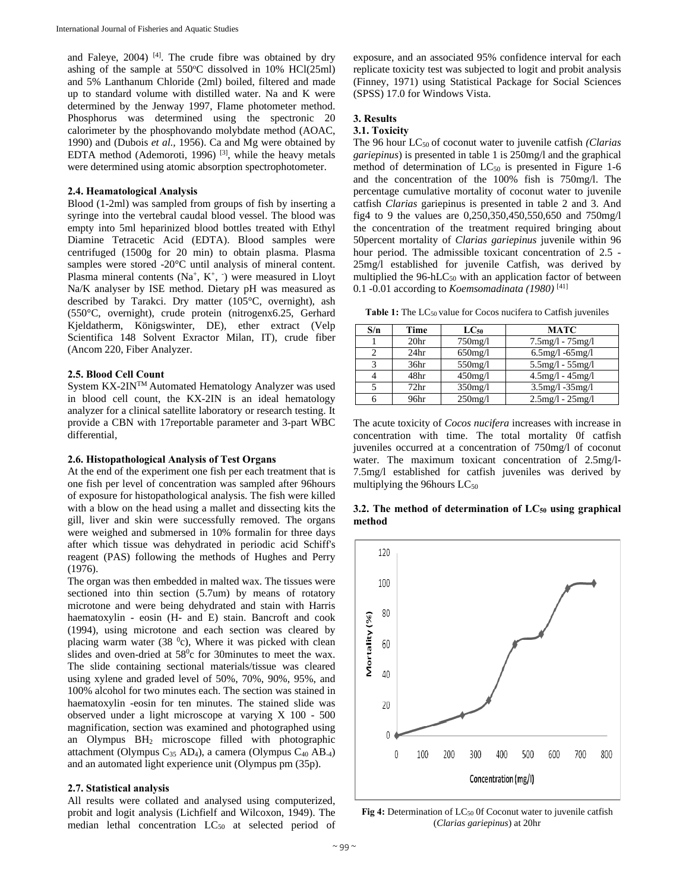and Faleye, 2004) [4]. The crude fibre was obtained by dry ashing of the sample at 550°C dissolved in 10% HCl(25ml) and 5% Lanthanum Chloride (2ml) boiled, filtered and made up to standard volume with distilled water. Na and K were determined by the Jenway 1997, Flame photometer method. Phosphorus was determined using the spectronic 20 calorimeter by the phosphovando molybdate method (AOAC, 1990) and (Dubois *et al.,* 1956). Ca and Mg were obtained by EDTA method (Ademoroti, 1996) [3], while the heavy metals were determined using atomic absorption spectrophotometer.

### 2.4. Heamatological Analysis

Blood (1-2ml) was sampled from groups of fish by inserting a syringe into the vertebral caudal blood vessel. The blood was empty into 5ml heparinized blood bottles treated with Ethyl Diamine Tetracetic Acid (EDTA). Blood samples were centrifuged (1500g for 20 min) to obtain plasma. Plasma samples were stored -20°C until analysis of mineral content. Plasma mineral contents ($Na^+$, $K^+$, $^-$) were measured in Lloyt Na/K analyser by ISE method. Dietary pH was measured as described by Tarakci. Dry matter (105°C, overnight), ash (550°C, overnight), crude protein (nitrogenx6.25, Gerhard Kjeldatherm, Königswinter, DE), ether extract (Velp Scientifica 148 Solvent Exractor Milan, IT), crude fiber (Ancom 220, Fiber Analyzer.

### 2.5. Blood Cell Count

System KX-2IN™ Automated Hematology Analyzer was used in blood cell count, the KX-2IN is an ideal hematology analyzer for a clinical satellite laboratory or research testing. It provide a CBN with 17reportable parameter and 3-part WBC differential,

### 2.6. Histopathological Analysis of Test Organs

At the end of the experiment one fish per each treatment that is one fish per level of concentration was sampled after 96hours of exposure for histopathological analysis. The fish were killed with a blow on the head using a mallet and dissecting kits the gill, liver and skin were successfully removed. The organs were weighed and submersed in 10% formalin for three days after which tissue was dehydrated in periodic acid Schiff's reagent (PAS) following the methods of Hughes and Perry (1976).

The organ was then embedded in malted wax. The tissues were sectioned into thin section (5.7um) by means of rotatory microtone and were being dehydrated and stain with Harris haematoxylin - eosin (H- and E) stain. Bancroft and cook (1994), using microtone and each section was cleared by placing warm water (38 $^0$c), Where it was picked with clean slides and oven-dried at 58$^0$c for 30minutes to meet the wax. The slide containing sectional materials/tissue was cleared using xylene and graded level of 50%, 70%, 90%, 95%, and 100% alcohol for two minutes each. The section was stained in haematoxylin -eosin for ten minutes. The stained slide was observed under a light microscope at varying X 100 - 500 magnification, section was examined and photographed using an Olympus $BH_2$ microscope filled with photographic attachment (Olympus $C_{35}$ $AD_4$), a camera (Olympus $C_{40}$ $AB_{-4}$) and an automated light experience unit (Olympus pm (35p).

### 2.7. Statistical analysis

All results were collated and analysed using computerized, probit and logit analysis (Lichfielf and Wilcoxon, 1949). The median lethal concentration $LC_{50}$ at selected period of exposure, and an associated 95% confidence interval for each replicate toxicity test was subjected to logit and probit analysis (Finney, 1971) using Statistical Package for Social Sciences (SPSS) 17.0 for Windows Vista.

## 3. Results

### 3.1. Toxicity

The 96 hour $LC_{50}$ of coconut water to juvenile catfish *(Clarias gariepinus*) is presented in table 1 is 250mg/l and the graphical method of determination of $LC_{50}$ is presented in Figure 1-6 and the concentration of the 100% fish is 750mg/l. The percentage cumulative mortality of coconut water to juvenile catfish *Clarias* gariepinus is presented in table 2 and 3. And fig4 to 9 the values are 0,250,350,450,550,650 and 750mg/l the concentration of the treatment required bringing about 50percent mortality of *Clarias gariepinus* juvenile within 96 hour period. The admissible toxicant concentration of 2.5 - 25mg/l established for juvenile Catfish, was derived by multiplied the 96-h$LC_{50}$ with an application factor of between 0.1 -0.01 according to *Koemsomadinata (1980)* [41]

**Table 1:** The $LC_{50}$ value for Cocos nucifera to Catfish juveniles

| S/n | Time | $LC_{50}$ | MATC |
|---|---|---|---|
| 1 | 20hr | 750mg/l | 7.5mg/l - 75mg/l |
| 2 | 24hr | 650mg/l | 6.5mg/l -65mg/l |
| 3 | 36hr | 550mg/l | 5.5mg/l - 55mg/l |
| 4 | 48hr | 450mg/l | 4.5mg/l - 45mg/l |
| 5 | 72hr | 350mg/l | 3.5mg/l -35mg/l |
| 6 | 96hr | 250mg/l | 2.5mg/l - 25mg/l |

The acute toxicity of *Cocos nucifera* increases with increase in concentration with time. The total mortality 0f catfish juveniles occurred at a concentration of 750mg/l of coconut water. The maximum toxicant concentration of 2.5mg/l-7.5mg/l established for catfish juveniles was derived by multiplying the 96hours $LC_{50}$

### 3.2. The method of determination of $LC_{50}$ using graphical method

**Fig 4:** Determination of $LC_{50}$ 0f Coconut water to juvenile catfish (*Clarias gariepinus*) at 20hr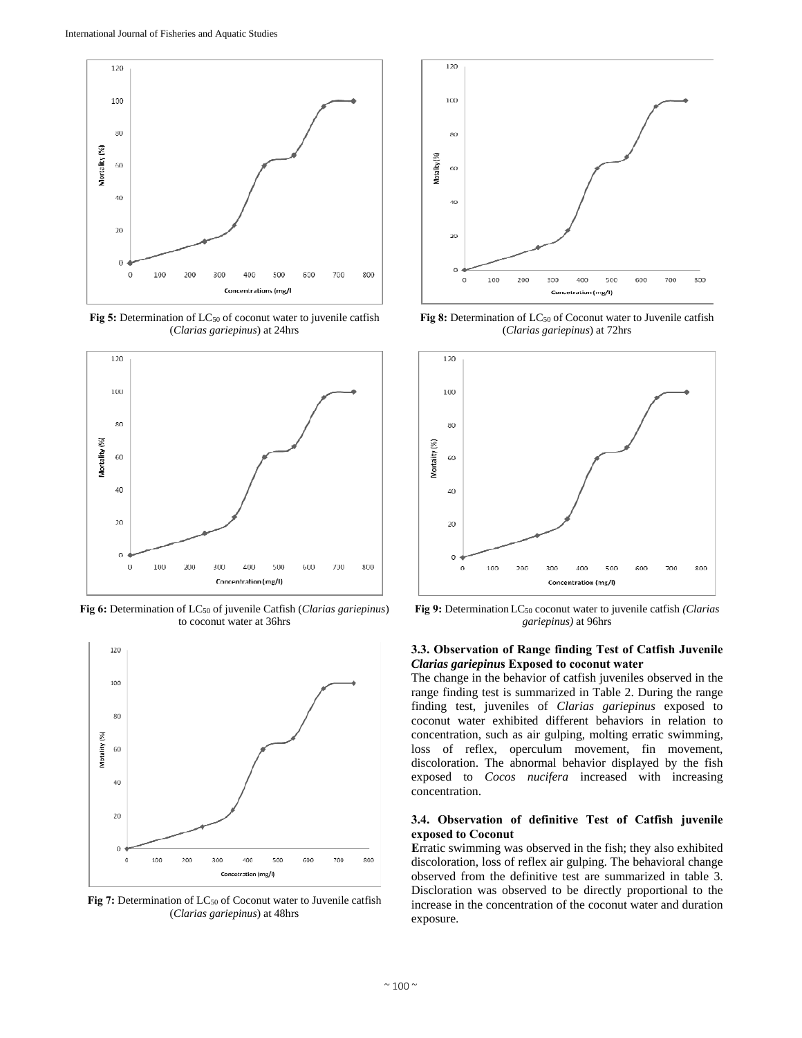Fig 5: Determination of $LC_{50}$ of coconut water to juvenile catfish (*Clarias gariepinus*) at 24hrs

Fig 6: Determination of $LC_{50}$ of juvenile Catfish (*Clarias gariepinus*) to coconut water at 36hrs

Fig 7: Determination of $LC_{50}$ of Coconut water to Juvenile catfish (*Clarias gariepinus*) at 48hrs

Fig 8: Determination of $LC_{50}$ of Coconut water to Juvenile catfish (*Clarias gariepinus*) at 72hrs

Fig 9: Determination $LC_{50}$ coconut water to juvenile catfish *(Clarias gariepinus)* at 96hrs

### 3.3. Observation of Range finding Test of Catfish Juvenile *Clarias gariepinus* Exposed to coconut water

The change in the behavior of catfish juveniles observed in the range finding test is summarized in Table 2. During the range finding test, juveniles of *Clarias gariepinus* exposed to coconut water exhibited different behaviors in relation to concentration, such as air gulping, molting erratic swimming, loss of reflex, operculum movement, fin movement, discoloration. The abnormal behavior displayed by the fish exposed to *Cocos nucifera* increased with increasing concentration.

### 3.4. Observation of definitive Test of Catfish juvenile exposed to Coconut

Erratic swimming was observed in the fish; they also exhibited discoloration, loss of reflex air gulping. The behavioral change observed from the definitive test are summarized in table 3. Discloration was observed to be directly proportional to the increase in the concentration of the coconut water and duration exposure.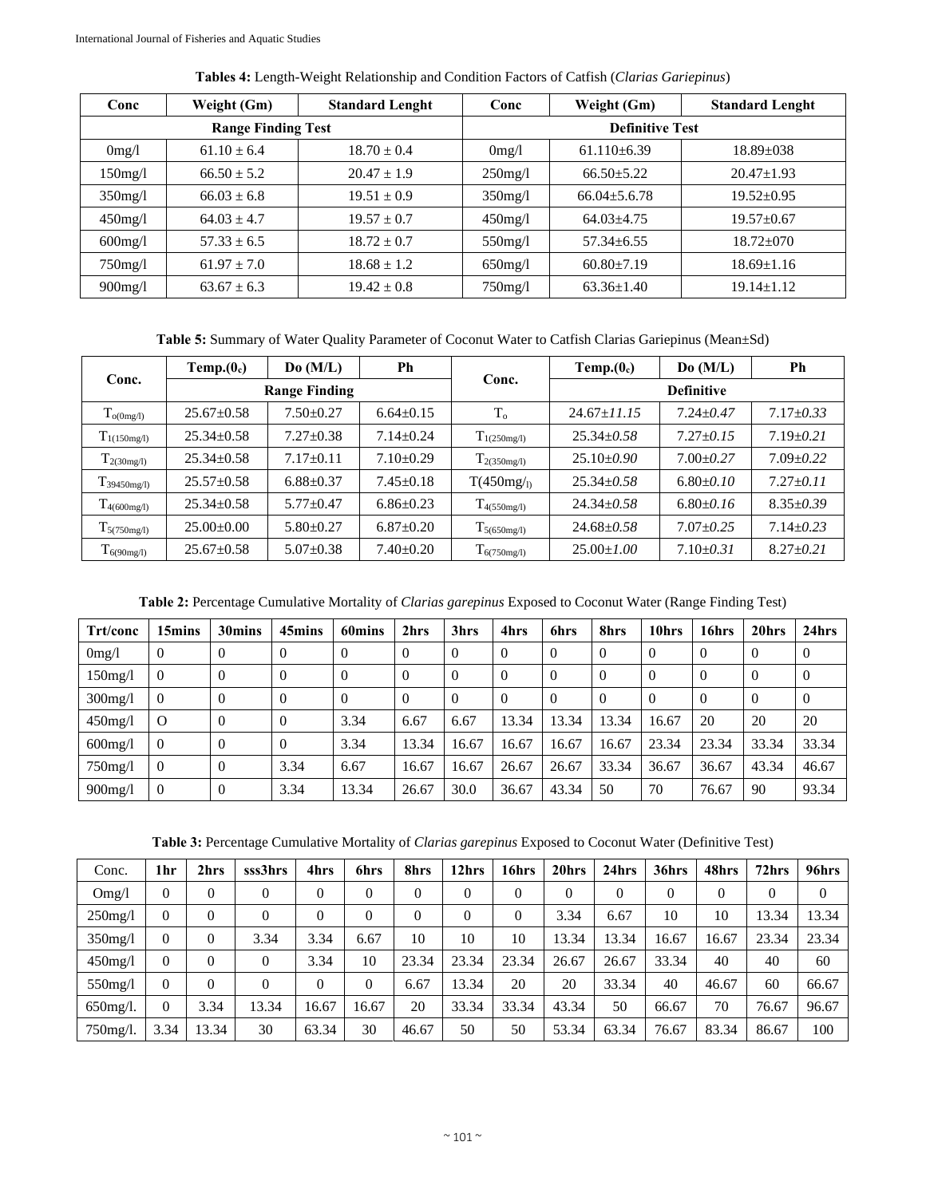**Tables 4:** Length-Weight Relationship and Condition Factors of Catfish (*Clarias Gariepinus*)

| Conc | Weight (Gm) | Standard Lenght | Conc | Weight (Gm) | Standard Lenght |
|---|---|---|---|---|---|
| Range Finding Test | | | Definitive Test | | |
| 0mg/l | 61.10 ± 6.4 | 18.70 ± 0.4 | 0mg/l | 61.110±6.39 | 18.89±038 |
| 150mg/l | 66.50 ± 5.2 | 20.47 ± 1.9 | 250mg/l | 66.50±5.22 | 20.47±1.93 |
| 350mg/l | 66.03 ± 6.8 | 19.51 ± 0.9 | 350mg/l | 66.04±5.6.78 | 19.52±0.95 |
| 450mg/l | 64.03 ± 4.7 | 19.57 ± 0.7 | 450mg/l | 64.03±4.75 | 19.57±0.67 |
| 600mg/l | 57.33 ± 6.5 | 18.72 ± 0.7 | 550mg/l | 57.34±6.55 | 18.72±070 |
| 750mg/l | 61.97 ± 7.0 | 18.68 ± 1.2 | 650mg/l | 60.80±7.19 | 18.69±1.16 |
| 900mg/l | 63.67 ± 6.3 | 19.42 ± 0.8 | 750mg/l | 63.36±1.40 | 19.14±1.12 |

**Table 5:** Summary of Water Quality Parameter of Coconut Water to Catfish Clarias Gariepinus (Mean±Sd)

| Conc. | Temp.($0_c$) | Do (M/L) | Ph | Conc. | Temp.($0_c$) | Do (M/L) | Ph |
|---|---|---|---|---|---|---|---|
| | Range Finding | | | | Definitive | | |
| $T_{o(0mg/l)}$ | 25.67±0.58 | 7.50±0.27 | 6.64±0.15 | $T_o$ | 24.67±*11.15* | 7.24±*0.47* | 7.17±*0.33* |
| $T_{1(150mg/l)}$ | 25.34±0.58 | 7.27±0.38 | 7.14±0.24 | $T_{1(250mg/l)}$ | 25.34±*0.58* | 7.27±*0.15* | 7.19±*0.21* |
| $T_{2(30mg/l)}$ | 25.34±0.58 | 7.17±0.11 | 7.10±0.29 | $T_{2(350mg/l)}$ | 25.10±*0.90* | 7.00±*0.27* | 7.09±*0.22* |
| $T_{39450mg/l)}$ | 25.57±0.58 | 6.88±0.37 | 7.45±0.18 | T(450mg/l) | 25.34±*0.58* | 6.80±*0.10* | 7.27±*0.11* |
| $T_{4(600mg/l)}$ | 25.34±0.58 | 5.77±0.47 | 6.86±0.23 | $T_{4(550mg/l)}$ | 24.34±*0.58* | 6.80±*0.16* | 8.35±*0.39* |
| $T_{5(750mg/l)}$ | 25.00±0.00 | 5.80±0.27 | 6.87±0.20 | $T_{5(650mg/l)}$ | 24.68±*0.58* | 7.07±*0.25* | 7.14±*0.23* |
| $T_{6(90mg/l)}$ | 25.67±0.58 | 5.07±0.38 | 7.40±0.20 | $T_{6(750mg/l)}$ | 25.00±*1.00* | 7.10±*0.31* | 8.27±*0.21* |

**Table 2:** Percentage Cumulative Mortality of *Clarias garepinus* Exposed to Coconut Water (Range Finding Test)

| Trt/conc | 15mins | 30mins | 45mins | 60mins | 2hrs | 3hrs | 4hrs | 6hrs | 8hrs | 10hrs | 16hrs | 20hrs | 24hrs |
|---|---|---|---|---|---|---|---|---|---|---|---|---|---|
| 0mg/l | 0 | 0 | 0 | 0 | 0 | 0 | 0 | 0 | 0 | 0 | 0 | 0 | 0 |
| 150mg/l | 0 | 0 | 0 | 0 | 0 | 0 | 0 | 0 | 0 | 0 | 0 | 0 | 0 |
| 300mg/l | 0 | 0 | 0 | 0 | 0 | 0 | 0 | 0 | 0 | 0 | 0 | 0 | 0 |
| 450mg/l | O | 0 | 0 | 3.34 | 6.67 | 6.67 | 13.34 | 13.34 | 13.34 | 16.67 | 20 | 20 | 20 |
| 600mg/l | 0 | 0 | 0 | 3.34 | 13.34 | 16.67 | 16.67 | 16.67 | 16.67 | 23.34 | 23.34 | 33.34 | 33.34 |
| 750mg/l | 0 | 0 | 3.34 | 6.67 | 16.67 | 16.67 | 26.67 | 26.67 | 33.34 | 36.67 | 36.67 | 43.34 | 46.67 |
| 900mg/l | 0 | 0 | 3.34 | 13.34 | 26.67 | 30.0 | 36.67 | 43.34 | 50 | 70 | 76.67 | 90 | 93.34 |

**Table 3:** Percentage Cumulative Mortality of *Clarias garepinus* Exposed to Coconut Water (Definitive Test)

| Conc. | 1hr | 2hrs | sss3hrs | 4hrs | 6hrs | 8hrs | 12hrs | 16hrs | 20hrs | 24hrs | 36hrs | 48hrs | 72hrs | 96hrs |
|---|---|---|---|---|---|---|---|---|---|---|---|---|---|---|
| Omg/l | 0 | 0 | 0 | 0 | 0 | 0 | 0 | 0 | 0 | 0 | 0 | 0 | 0 | 0 |
| 250mg/l | 0 | 0 | 0 | 0 | 0 | 0 | 0 | 0 | 3.34 | 6.67 | 10 | 10 | 13.34 | 13.34 |
| 350mg/l | 0 | 0 | 3.34 | 3.34 | 6.67 | 10 | 10 | 10 | 13.34 | 13.34 | 16.67 | 16.67 | 23.34 | 23.34 |
| 450mg/l | 0 | 0 | 0 | 3.34 | 10 | 23.34 | 23.34 | 23.34 | 26.67 | 26.67 | 33.34 | 40 | 40 | 60 |
| 550mg/l | 0 | 0 | 0 | 0 | 0 | 6.67 | 13.34 | 20 | 20 | 33.34 | 40 | 46.67 | 60 | 66.67 |
| 650mg/l. | 0 | 3.34 | 13.34 | 16.67 | 16.67 | 20 | 33.34 | 33.34 | 43.34 | 50 | 66.67 | 70 | 76.67 | 96.67 |
| 750mg/l. | 3.34 | 13.34 | 30 | 63.34 | 30 | 46.67 | 50 | 50 | 53.34 | 63.34 | 76.67 | 83.34 | 86.67 | 100 |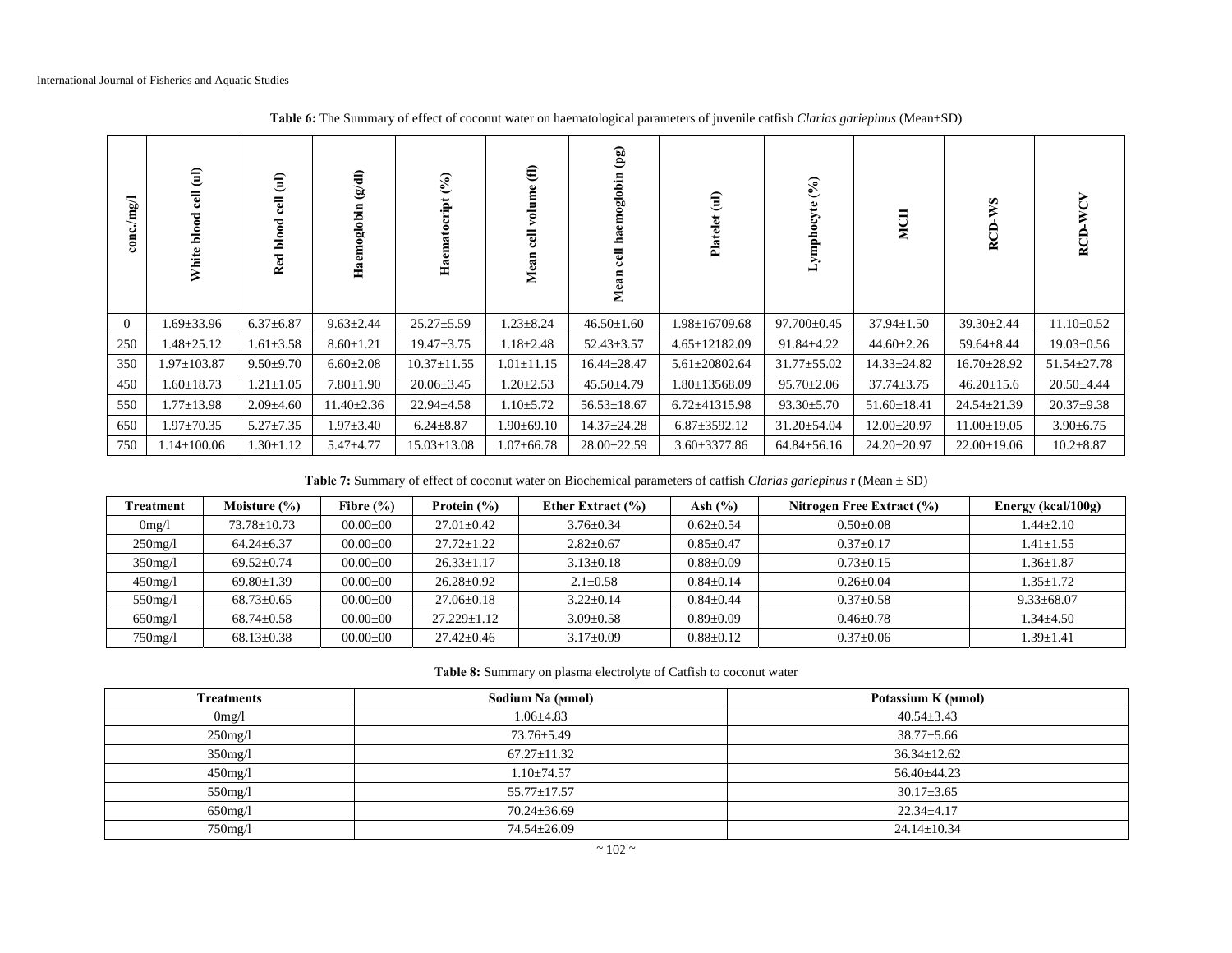**Table 6:** The Summary of effect of coconut water on haematological parameters of juvenile catfish *Clarias gariepinus* (Mean±SD)

| conc./mg/l | White blood cell (ul) | Red blood cell (ul) | Haemoglobin (g/dl) | Haematocript (%) | Mean cell volume (fl) | Mean cell haemoglobin (pg) | Platelet (ul) | Lymphocyte (%) | MCH | RCD-WS | RCD-WCV |
|---|---|---|---|---|---|---|---|---|---|---|---|
| 0 | 1.69±33.96 | 6.37±6.87 | 9.63±2.44 | 25.27±5.59 | 1.23±8.24 | 46.50±1.60 | 1.98±16709.68 | 97.700±0.45 | 37.94±1.50 | 39.30±2.44 | 11.10±0.52 |
| 250 | 1.48±25.12 | 1.61±3.58 | 8.60±1.21 | 19.47±3.75 | 1.18±2.48 | 52.43±3.57 | 4.65±12182.09 | 91.84±4.22 | 44.60±2.26 | 59.64±8.44 | 19.03±0.56 |
| 350 | 1.97±103.87 | 9.50±9.70 | 6.60±2.08 | 10.37±11.55 | 1.01±11.15 | 16.44±28.47 | 5.61±20802.64 | 31.77±55.02 | 14.33±24.82 | 16.70±28.92 | 51.54±27.78 |
| 450 | 1.60±18.73 | 1.21±1.05 | 7.80±1.90 | 20.06±3.45 | 1.20±2.53 | 45.50±4.79 | 1.80±13568.09 | 95.70±2.06 | 37.74±3.75 | 46.20±15.6 | 20.50±4.44 |
| 550 | 1.77±13.98 | 2.09±4.60 | 11.40±2.36 | 22.94±4.58 | 1.10±5.72 | 56.53±18.67 | 6.72±41315.98 | 93.30±5.70 | 51.60±18.41 | 24.54±21.39 | 20.37±9.38 |
| 650 | 1.97±70.35 | 5.27±7.35 | 1.97±3.40 | 6.24±8.87 | 1.90±69.10 | 14.37±24.28 | 6.87±3592.12 | 31.20±54.04 | 12.00±20.97 | 11.00±19.05 | 3.90±6.75 |
| 750 | 1.14±100.06 | 1.30±1.12 | 5.47±4.77 | 15.03±13.08 | 1.07±66.78 | 28.00±22.59 | 3.60±3377.86 | 64.84±56.16 | 24.20±20.97 | 22.00±19.06 | 10.2±8.87 |

**Table 7:** Summary of effect of coconut water on Biochemical parameters of catfish *Clarias gariepinus* r (Mean ± SD)

| Treatment | Moisture (%) | Fibre (%) | Protein (%) | Ether Extract (%) | Ash (%) | Nitrogen Free Extract (%) | Energy (kcal/100g) |
|---|---|---|---|---|---|---|---|
| 0mg/l | 73.78±10.73 | 00.00±00 | 27.01±0.42 | 3.76±0.34 | 0.62±0.54 | 0.50±0.08 | 1.44±2.10 |
| 250mg/l | 64.24±6.37 | 00.00±00 | 27.72±1.22 | 2.82±0.67 | 0.85±0.47 | 0.37±0.17 | 1.41±1.55 |
| 350mg/l | 69.52±0.74 | 00.00±00 | 26.33±1.17 | 3.13±0.18 | 0.88±0.09 | 0.73±0.15 | 1.36±1.87 |
| 450mg/l | 69.80±1.39 | 00.00±00 | 26.28±0.92 | 2.1±0.58 | 0.84±0.14 | 0.26±0.04 | 1.35±1.72 |
| 550mg/l | 68.73±0.65 | 00.00±00 | 27.06±0.18 | 3.22±0.14 | 0.84±0.44 | 0.37±0.58 | 9.33±68.07 |
| 650mg/l | 68.74±0.58 | 00.00±00 | 27.229±1.12 | 3.09±0.58 | 0.89±0.09 | 0.46±0.78 | 1.34±4.50 |
| 750mg/l | 68.13±0.38 | 00.00±00 | 27.42±0.46 | 3.17±0.09 | 0.88±0.12 | 0.37±0.06 | 1.39±1.41 |

**Table 8:** Summary on plasma electrolyte of Catfish to coconut water

| Treatments | Sodium Na (ʍmol) | Potassium K (ʍmol) |
|---|---|---|
| 0mg/l | 1.06±4.83 | 40.54±3.43 |
| 250mg/l | 73.76±5.49 | 38.77±5.66 |
| 350mg/l | 67.27±11.32 | 36.34±12.62 |
| 450mg/l | 1.10±74.57 | 56.40±44.23 |
| 550mg/l | 55.77±17.57 | 30.17±3.65 |
| 650mg/l | 70.24±36.69 | 22.34±4.17 |
| 750mg/l | 74.54±26.09 | 24.14±10.34 |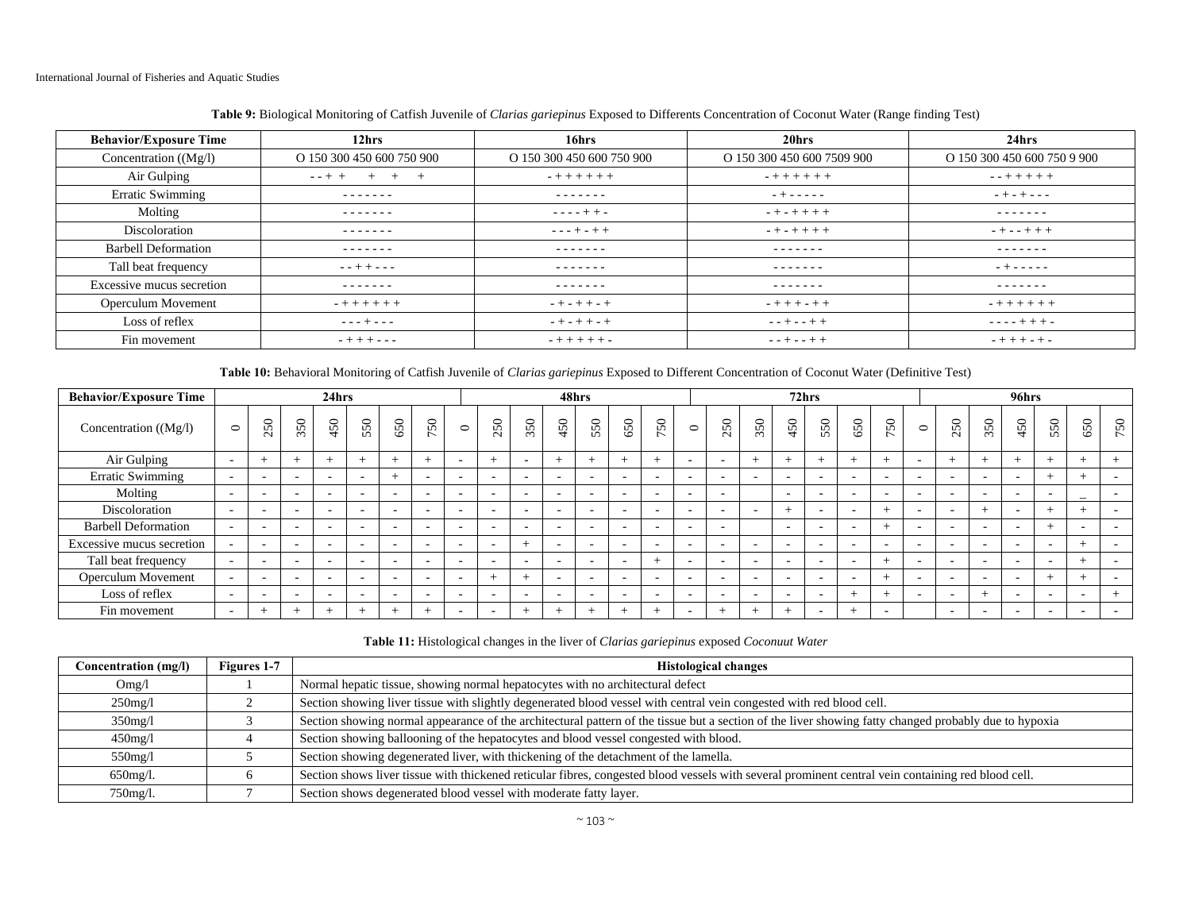**Table 9:** Biological Monitoring of Catfish Juvenile of *Clarias gariepinus* Exposed to Differents Concentration of Coconut Water (Range finding Test)

| Behavior/Exposure Time | 12hrs | 16hrs | 20hrs | 24hrs |
|---|---|---|---|---|
| Concentration ((Mg/l) | O 150 300 450 600 750 900 | O 150 300 450 600 750 900 | O 150 300 450 600 7509 900 | O 150 300 450 600 750 9 900 |
| Air Gulping | - - + + + + + | - + + + + + + | - + + + + + + | - - + + + + + |
| Erratic Swimming | - - - - - - - | - - - - - - - | - + - - - - - | - + - + - - - |
| Molting | - - - - - - - | - - - - + + - | - + - + + + + | - - - - - - - |
| Discoloration | - - - - - - - | - - - + - + + | - + - + + + + | - + - - + + + |
| Barbell Deformation | - - - - - - - | - - - - - - - | - - - - - - - | - - - - - - - |
| Tall beat frequency | - - + + - - - | - - - - - - - | - - - - - - - | - + - - - - - |
| Excessive mucus secretion | - - - - - - - | - - - - - - - | - - - - - - - | - - - - - - - |
| Operculum Movement | - + + + + + + | - + - + + - + | - + + + - + + | - + + + + + + |
| Loss of reflex | - - - + - - - | - + - + + - + | - - + - - + + | - - - - + + + - |
| Fin movement | - + + + - - - | - + + + + + - | - - + - - + + | - + + + - + - |

**Table 10:** Behavioral Monitoring of Catfish Juvenile of *Clarias gariepinus* Exposed to Different Concentration of Coconut Water (Definitive Test)

| Behavior/Exposure Time | 24hrs | | | | | | | 48hrs | | | | | | | 72hrs | | | | | | | 96hrs | | | | | | |
|---|---|---|---|---|---|---|---|---|---|---|---|---|---|---|---|---|---|---|---|---|---|---|---|---|---|---|---|---|
| Concentration ((Mg/l) | 0 | 250 | 350 | 450 | 550 | 650 | 750 | 0 | 250 | 350 | 450 | 550 | 650 | 750 | 0 | 250 | 350 | 450 | 550 | 650 | 750 | 0 | 250 | 350 | 450 | 550 | 650 | 750 |
| Air Gulping | - | + | + | + | + | + | + | - | + | - | + | + | + | + | - | - | + | + | + | + | + | - | + | + | + | + | + | + |
| Erratic Swimming | - | - | - | - | - | + | - | - | - | - | - | - | - | - | - | - | - | - | - | - | - | - | - | - | - | + | + | - |
| Molting | - | - | - | - | - | - | - | - | - | - | - | - | - | - | - | - | | - | - | - | - | - | - | - | - | - | _ | - |
| Discoloration | - | - | - | - | - | - | - | - | - | - | - | - | - | - | - | - | - | + | - | - | + | - | - | + | - | + | + | - |
| Barbell Deformation | - | - | - | - | - | - | - | - | - | - | - | - | - | - | - | - | | - | - | - | + | - | - | - | - | + | - | - |
| Excessive mucus secretion | - | - | - | - | - | - | - | - | - | + | - | - | - | - | - | - | - | - | - | - | - | - | - | - | - | - | + | - |
| Tall beat frequency | - | - | - | - | - | - | - | - | - | - | - | - | - | + | - | - | - | - | - | - | + | - | - | - | - | - | + | - |
| Operculum Movement | - | - | - | - | - | - | - | - | + | + | - | - | - | - | - | - | - | - | - | - | + | - | - | - | - | + | + | - |
| Loss of reflex | - | - | - | - | - | - | - | - | - | - | - | - | - | - | - | - | - | - | - | + | + | - | - | + | - | - | - | + |
| Fin movement | - | + | + | + | + | + | + | - | - | + | + | + | + | + | - | + | + | + | - | + | - | | - | - | - | - | - | - |

**Table 11:** Histological changes in the liver of *Clarias gariepinus* exposed *Coconuut Water*

| Concentration (mg/l) | Figures 1-7 | Histological changes |
|---|---|---|
| Omg/l | 1 | Normal hepatic tissue, showing normal hepatocytes with no architectural defect |
| 250mg/l | 2 | Section showing liver tissue with slightly degenerated blood vessel with central vein congested with red blood cell. |
| 350mg/l | 3 | Section showing normal appearance of the architectural pattern of the tissue but a section of the liver showing fatty changed probably due to hypoxia |
| 450mg/l | 4 | Section showing ballooning of the hepatocytes and blood vessel congested with blood. |
| 550mg/l | 5 | Section showing degenerated liver, with thickening of the detachment of the lamella. |
| 650mg/l. | 6 | Section shows liver tissue with thickened reticular fibres, congested blood vessels with several prominent central vein containing red blood cell. |
| 750mg/l. | 7 | Section shows degenerated blood vessel with moderate fatty layer. |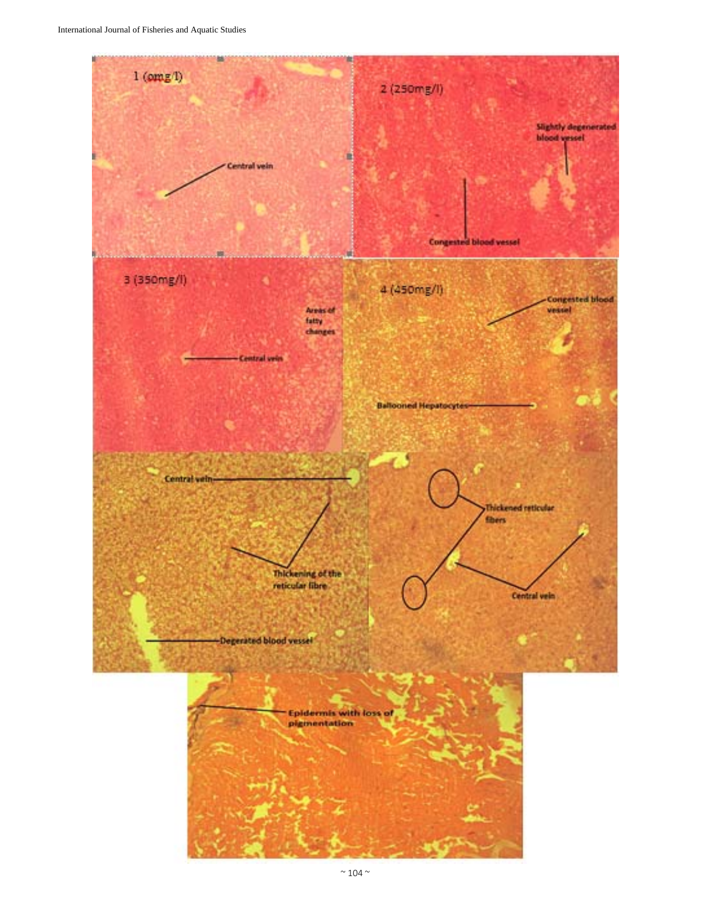1 (omg/l)

Central vein

2 (250mg/l)

Slightly degenerated blood vessel

Congested blood vessel

3 (350mg/l)

Areas of fatty changes

Central vein

4 (450mg/l)

Congested blood vessel

Ballooned Hepatocytes

Central vein

Thickening of the reticular fibre

Degerated blood vessel

Thickened reticular fibers

Central vein

Epidermis with loss of pigmentation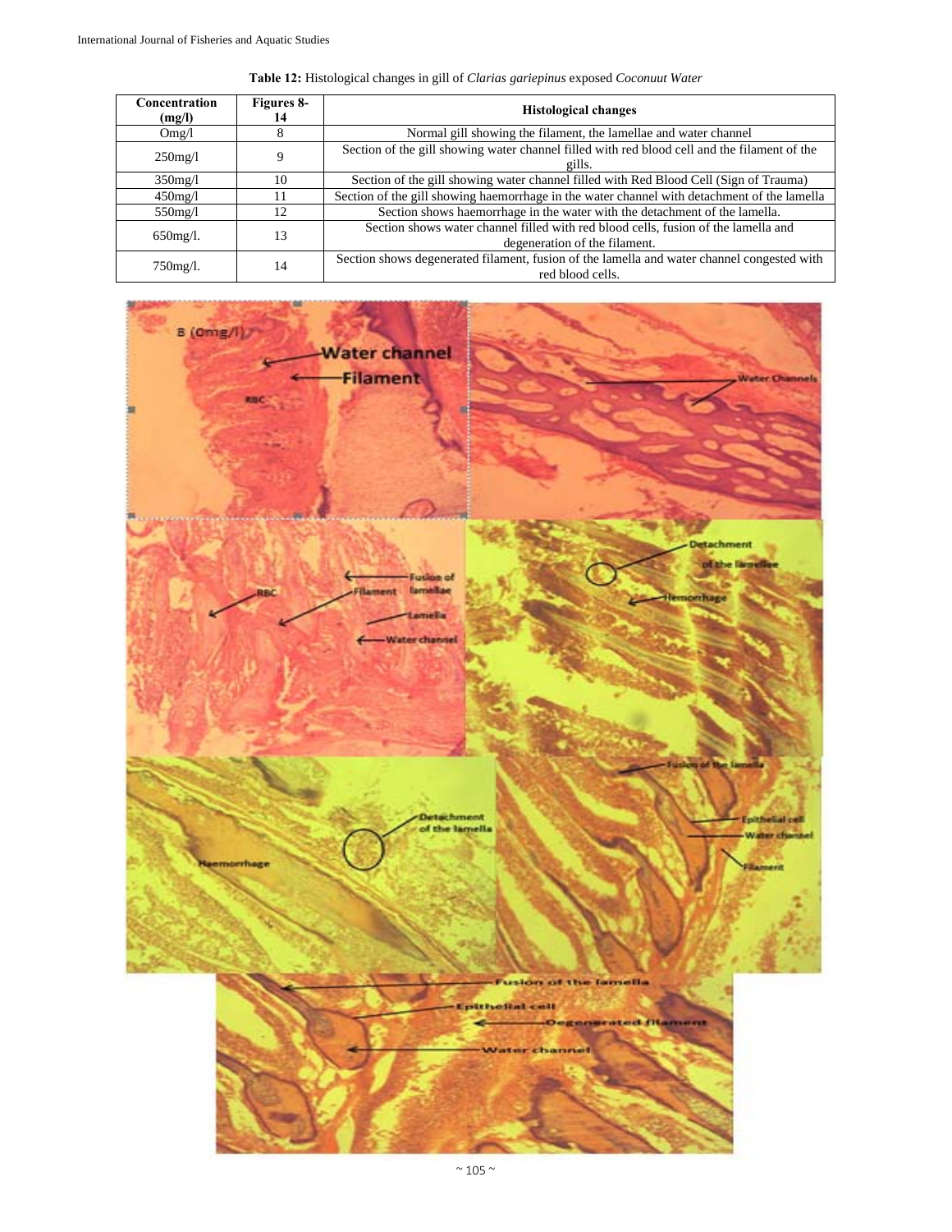**Table 12:** Histological changes in gill of *Clarias gariepinus* exposed *Coconuut Water*

| Concentration (mg/l) | Figures 8-14 | Histological changes |
|---|---|---|
| Omg/l | 8 | Normal gill showing the filament, the lamellae and water channel |
| 250mg/l | 9 | Section of the gill showing water channel filled with red blood cell and the filament of the gills. |
| 350mg/l | 10 | Section of the gill showing water channel filled with Red Blood Cell (Sign of Trauma) |
| 450mg/l | 11 | Section of the gill showing haemorrhage in the water channel with detachment of the lamella |
| 550mg/l | 12 | Section shows haemorrhage in the water with the detachment of the lamella. |
| 650mg/l. | 13 | Section shows water channel filled with red blood cells, fusion of the lamella and degeneration of the filament. |
| 750mg/l. | 14 | Section shows degenerated filament, fusion of the lamella and water channel congested with red blood cells. |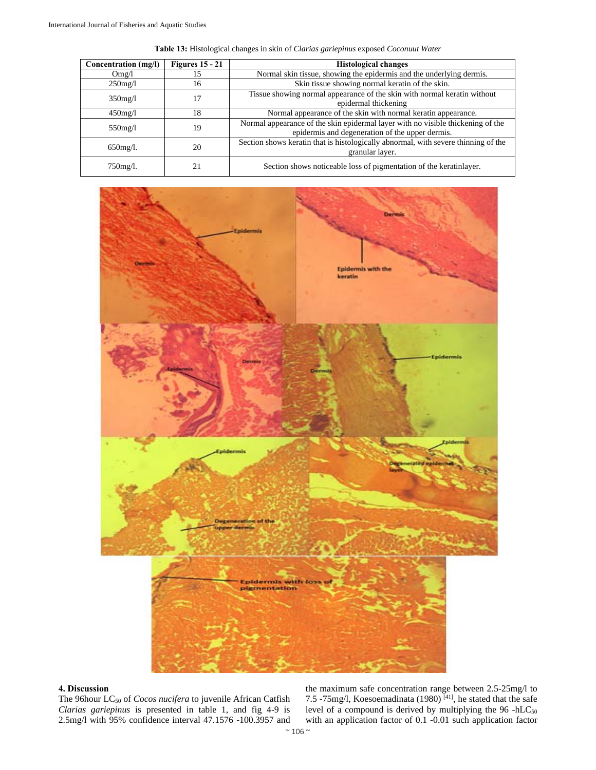**Table 13:** Histological changes in skin of *Clarias gariepinus* exposed *Coconuut Water*

| Concentration (mg/l) | Figures 15 - 21 | Histological changes |
|---|---|---|
| Omg/l | 15 | Normal skin tissue, showing the epidermis and the underlying dermis. |
| 250mg/l | 16 | Skin tissue showing normal keratin of the skin. |
| 350mg/l | 17 | Tissue showing normal appearance of the skin with normal keratin without epidermal thickening |
| 450mg/l | 18 | Normal appearance of the skin with normal keratin appearance. |
| 550mg/l | 19 | Normal appearance of the skin epidermal layer with no visible thickening of the epidermis and degeneration of the upper dermis. |
| 650mg/l. | 20 | Section shows keratin that is histologically abnormal, with severe thinning of the granular layer. |
| 750mg/l. | 21 | Section shows noticeable loss of pigmentation of the keratinlayer. |

## 4. Discussion

The 96hour $LC_{50}$ of *Cocos nucifera* to juvenile African Catfish *Clarias gariepinus* is presented in table 1, and fig 4-9 is 2.5mg/l with 95% confidence interval 47.1576 -100.3957 and the maximum safe concentration range between 2.5-25mg/l to 7.5 -75mg/l, Koesoemadinata (1980) [41], he stated that the safe level of a compound is derived by multiplying the 96 -$hLC_{50}$ with an application factor of 0.1 -0.01 such application factor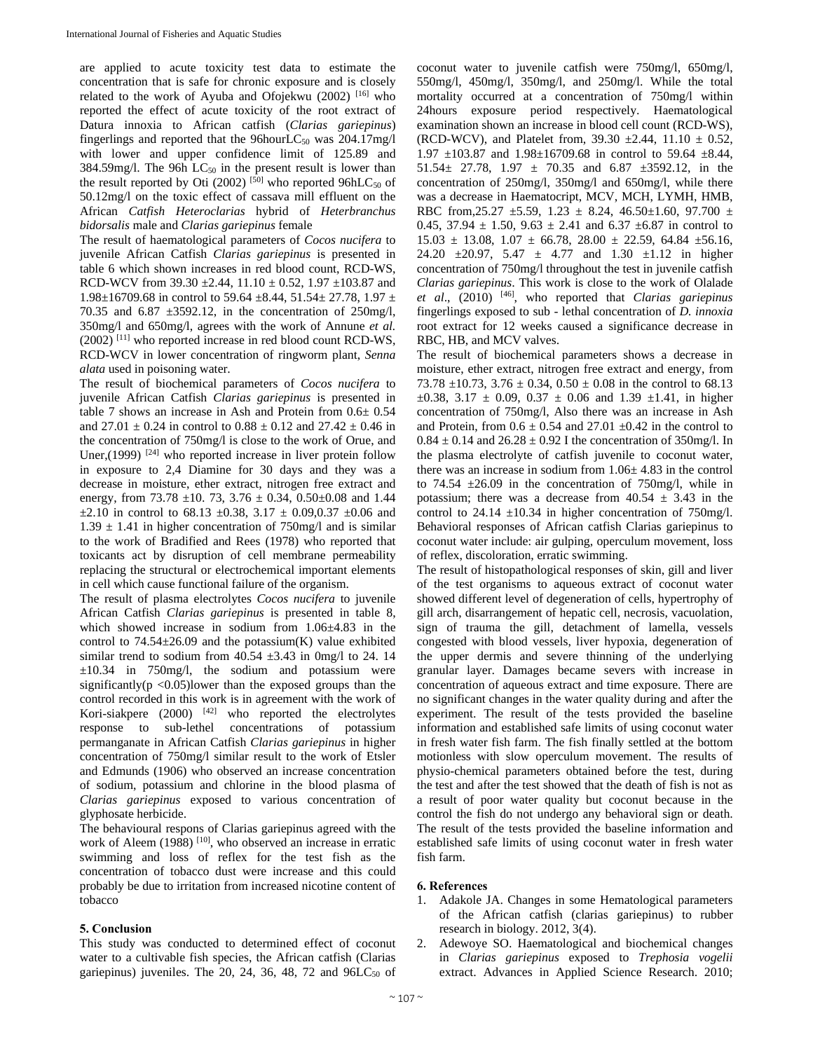are applied to acute toxicity test data to estimate the concentration that is safe for chronic exposure and is closely related to the work of Ayuba and Ofojekwu (2002) [16] who reported the effect of acute toxicity of the root extract of Datura innoxia to African catfish (*Clarias gariepinus*) fingerlings and reported that the 96hour$LC_{50}$ was 204.17mg/l with lower and upper confidence limit of 125.89 and 384.59mg/l. The 96h $LC_{50}$ in the present result is lower than the result reported by Oti (2002) [50] who reported 96h$LC_{50}$ of 50.12mg/l on the toxic effect of cassava mill effluent on the African *Catfish Heteroclarias* hybrid of *Heterbranchus bidorsalis* male and *Clarias gariepinus* female

The result of haematological parameters of *Cocos nucifera* to juvenile African Catfish *Clarias gariepinus* is presented in table 6 which shown increases in red blood count, RCD-WS, RCD-WCV from 39.30 ±2.44, 11.10 ± 0.52, 1.97 ±103.87 and 1.98±16709.68 in control to 59.64 ±8.44, 51.54± 27.78, 1.97 ± 70.35 and 6.87 ±3592.12, in the concentration of 250mg/l, 350mg/l and 650mg/l, agrees with the work of Annune *et al.* (2002) [11] who reported increase in red blood count RCD-WS, RCD-WCV in lower concentration of ringworm plant, *Senna alata* used in poisoning water.

The result of biochemical parameters of *Cocos nucifera* to juvenile African Catfish *Clarias gariepinus* is presented in table 7 shows an increase in Ash and Protein from 0.6± 0.54 and 27.01 ± 0.24 in control to 0.88 ± 0.12 and 27.42 ± 0.46 in the concentration of 750mg/l is close to the work of Orue, and Uner,(1999) [24] who reported increase in liver protein follow in exposure to 2,4 Diamine for 30 days and they was a decrease in moisture, ether extract, nitrogen free extract and energy, from 73.78 ±10. 73, 3.76 ± 0.34, 0.50±0.08 and 1.44 ±2.10 in control to 68.13 ±0.38, 3.17 ± 0.09,0.37 ±0.06 and 1.39 ± 1.41 in higher concentration of 750mg/l and is similar to the work of Bradified and Rees (1978) who reported that toxicants act by disruption of cell membrane permeability replacing the structural or electrochemical important elements in cell which cause functional failure of the organism.

The result of plasma electrolytes *Cocos nucifera* to juvenile African Catfish *Clarias gariepinus* is presented in table 8, which showed increase in sodium from 1.06±4.83 in the control to 74.54±26.09 and the potassium(K) value exhibited similar trend to sodium from 40.54 ±3.43 in 0mg/l to 24. 14 ±10.34 in 750mg/l, the sodium and potassium were significantly($p < 0.05$)lower than the exposed groups than the control recorded in this work is in agreement with the work of Kori-siakpere (2000) [42] who reported the electrolytes response to sub-lethel concentrations of potassium permanganate in African Catfish *Clarias gariepinus* in higher concentration of 750mg/l similar result to the work of Etsler and Edmunds (1906) who observed an increase concentration of sodium, potassium and chlorine in the blood plasma of *Clarias gariepinus* exposed to various concentration of glyphosate herbicide.

The behavioural respons of Clarias gariepinus agreed with the work of Aleem (1988) [10], who observed an increase in erratic swimming and loss of reflex for the test fish as the concentration of tobacco dust were increase and this could probably be due to irritation from increased nicotine content of tobacco

## 5. Conclusion

This study was conducted to determined effect of coconut water to a cultivable fish species, the African catfish (Clarias gariepinus) juveniles. The 20, 24, 36, 48, 72 and 96$LC_{50}$ of coconut water to juvenile catfish were 750mg/l, 650mg/l, 550mg/l, 450mg/l, 350mg/l, and 250mg/l. While the total mortality occurred at a concentration of 750mg/l within 24hours exposure period respectively. Haematological examination shown an increase in blood cell count (RCD-WS), (RCD-WCV), and Platelet from, 39.30 ±2.44, 11.10 ± 0.52, 1.97 ±103.87 and 1.98±16709.68 in control to 59.64 ±8.44, 51.54± 27.78, 1.97 ± 70.35 and 6.87 ±3592.12, in the concentration of 250mg/l, 350mg/l and 650mg/l, while there was a decrease in Haematocript, MCV, MCH, LYMH, HMB, RBC from,25.27 ±5.59, 1.23 ± 8.24, 46.50±1.60, 97.700 ± 0.45, 37.94 ± 1.50, 9.63 ± 2.41 and 6.37 ±6.87 in control to 15.03 ± 13.08, 1.07 ± 66.78, 28.00 ± 22.59, 64.84 ±56.16, 24.20 ±20.97, 5.47 ± 4.77 and 1.30 ±1.12 in higher concentration of 750mg/l throughout the test in juvenile catfish *Clarias gariepinus*. This work is close to the work of Olalade *et al*., (2010) [46], who reported that *Clarias gariepinus* fingerlings exposed to sub - lethal concentration of *D. innoxia* root extract for 12 weeks caused a significance decrease in RBC, HB, and MCV valves.

The result of biochemical parameters shows a decrease in moisture, ether extract, nitrogen free extract and energy, from 73.78 ±10.73, 3.76 ± 0.34, 0.50 ± 0.08 in the control to 68.13 ±0.38, 3.17 ± 0.09, 0.37 ± 0.06 and 1.39 ±1.41, in higher concentration of 750mg/l, Also there was an increase in Ash and Protein, from 0.6 ± 0.54 and 27.01 ±0.42 in the control to 0.84 ± 0.14 and 26.28 ± 0.92 I the concentration of 350mg/l. In the plasma electrolyte of catfish juvenile to coconut water, there was an increase in sodium from 1.06± 4.83 in the control to 74.54 ±26.09 in the concentration of 750mg/l, while in potassium; there was a decrease from 40.54 ± 3.43 in the control to 24.14 ±10.34 in higher concentration of 750mg/l. Behavioral responses of African catfish Clarias gariepinus to coconut water include: air gulping, operculum movement, loss of reflex, discoloration, erratic swimming.

The result of histopathological responses of skin, gill and liver of the test organisms to aqueous extract of coconut water showed different level of degeneration of cells, hypertrophy of gill arch, disarrangement of hepatic cell, necrosis, vacuolation, sign of trauma the gill, detachment of lamella, vessels congested with blood vessels, liver hypoxia, degeneration of the upper dermis and severe thinning of the underlying granular layer. Damages became severs with increase in concentration of aqueous extract and time exposure. There are no significant changes in the water quality during and after the experiment. The result of the tests provided the baseline information and established safe limits of using coconut water in fresh water fish farm. The fish finally settled at the bottom motionless with slow operculum movement. The results of physio-chemical parameters obtained before the test, during the test and after the test showed that the death of fish is not as a result of poor water quality but coconut because in the control the fish do not undergo any behavioral sign or death. The result of the tests provided the baseline information and established safe limits of using coconut water in fresh water fish farm.

## 6. References

1. Adakole JA. Changes in some Hematological parameters of the African catfish (clarias gariepinus) to rubber research in biology. 2012, 3(4).
2. Adewoye SO. Haematological and biochemical changes in *Clarias gariepinus* exposed to *Trephosia vogelii* extract. Advances in Applied Science Research. 2010;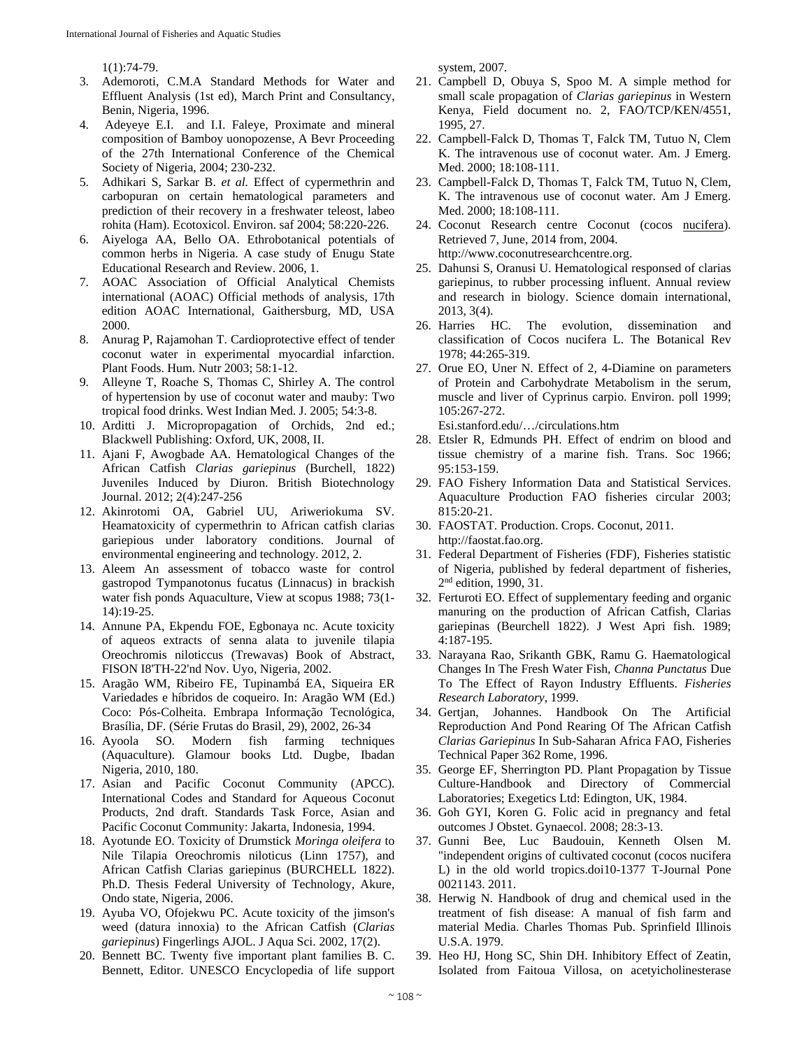1(1):74-79.

3. Ademoroti, C.M.A Standard Methods for Water and Effluent Analysis (1st ed), March Print and Consultancy, Benin, Nigeria, 1996.
4. Adeyeye E.I. and I.I. Faleye, Proximate and mineral composition of Bamboy uonopozense, A Bevr Proceeding of the 27th International Conference of the Chemical Society of Nigeria, 2004; 230-232.
5. Adhikari S, Sarkar B. *et al.* Effect of cypermethrin and carbopuran on certain hematological parameters and prediction of their recovery in a freshwater teleost, labeo rohita (Ham). Ecotoxicol. Environ. saf 2004; 58:220-226.
6. Aiyeloga AA, Bello OA. Ethrobotanical potentials of common herbs in Nigeria. A case study of Enugu State Educational Research and Review. 2006, 1.
7. AOAC Association of Official Analytical Chemists international (AOAC) Official methods of analysis, 17th edition AOAC International, Gaithersburg, MD, USA 2000.
8. Anurag P, Rajamohan T. Cardioprotective effect of tender coconut water in experimental myocardial infarction. Plant Foods. Hum. Nutr 2003; 58:1-12.
9. Alleyne T, Roache S, Thomas C, Shirley A. The control of hypertension by use of coconut water and mauby: Two tropical food drinks. West Indian Med. J. 2005; 54:3-8.
10. Arditti J. Micropropagation of Orchids, 2nd ed.; Blackwell Publishing: Oxford, UK, 2008, II.
11. Ajani F, Awogbade AA. Hematological Changes of the African Catfish *Clarias gariepinus* (Burchell, 1822) Juveniles Induced by Diuron. British Biotechnology Journal. 2012; 2(4):247-256
12. Akinrotomi OA, Gabriel UU, Ariweriokuma SV. Heamatoxicity of cypermethrin to African catfish clarias gariepious under laboratory conditions. Journal of environmental engineering and technology. 2012, 2.
13. Aleem An assessment of tobacco waste for control gastropod Tympanotonus fucatus (Linnacus) in brackish water fish ponds Aquaculture, View at scopus 1988; 73(1-14):19-25.
14. Annune PA, Ekpendu FOE, Egbonaya nc. Acute toxicity of aqueos extracts of senna alata to juvenile tilapia Oreochromis niloticcus (Trewavas) Book of Abstract, FISON I8'TH-22'nd Nov. Uyo, Nigeria, 2002.
15. Aragão WM, Ribeiro FE, Tupinambá EA, Siqueira ER Variedades e híbridos de coqueiro. In: Aragão WM (Ed.) Coco: Pós-Colheita. Embrapa Informação Tecnológica, Brasília, DF. (Série Frutas do Brasil, 29), 2002, 26-34
16. Ayoola SO. Modern fish farming techniques (Aquaculture). Glamour books Ltd. Dugbe, Ibadan Nigeria, 2010, 180.
17. Asian and Pacific Coconut Community (APCC). International Codes and Standard for Aqueous Coconut Products, 2nd draft. Standards Task Force, Asian and Pacific Coconut Community: Jakarta, Indonesia, 1994.
18. Ayotunde EO. Toxicity of Drumstick *Moringa oleifera* to Nile Tilapia Oreochromis niloticus (Linn 1757), and African Catfish Clarias gariepinus (BURCHELL 1822). Ph.D. Thesis Federal University of Technology, Akure, Ondo state, Nigeria, 2006.
19. Ayuba VO, Ofojekwu PC. Acute toxicity of the jimson's weed (datura innoxia) to the African Catfish (*Clarias gariepinus*) Fingerlings AJOL. J Aqua Sci. 2002, 17(2).
20. Bennett BC. Twenty five important plant families B. C. Bennett, Editor. UNESCO Encyclopedia of life support system, 2007.
21. Campbell D, Obuya S, Spoo M. A simple method for small scale propagation of *Clarias gariepinus* in Western Kenya, Field document no. 2, FAO/TCP/KEN/4551, 1995, 27.
22. Campbell-Falck D, Thomas T, Falck TM, Tutuo N, Clem K. The intravenous use of coconut water. Am. J Emerg. Med. 2000; 18:108-111.
23. Campbell-Falck D, Thomas T, Falck TM, Tutuo N, Clem, K. The intravenous use of coconut water. Am J Emerg. Med. 2000; 18:108-111.
24. Coconut Research centre Coconut (cocos nucifera). Retrieved 7, June, 2014 from, 2004. http://www.coconutresearchcentre.org.
25. Dahunsi S, Oranusi U. Hematological responsed of clarias gariepinus, to rubber processing influent. Annual review and research in biology. Science domain international, 2013, 3(4).
26. Harries HC. The evolution, dissemination and classification of Cocos nucifera L. The Botanical Rev 1978; 44:265-319.
27. Orue EO, Uner N. Effect of 2, 4-Diamine on parameters of Protein and Carbohydrate Metabolism in the serum, muscle and liver of Cyprinus carpio. Environ. poll 1999; 105:267-272. Esi.stanford.edu/…/circulations.htm
28. Etsler R, Edmunds PH. Effect of endrim on blood and tissue chemistry of a marine fish. Trans. Soc 1966; 95:153-159.
29. FAO Fishery Information Data and Statistical Services. Aquaculture Production FAO fisheries circular 2003; 815:20-21.
30. FAOSTAT. Production. Crops. Coconut, 2011. http://faostat.fao.org.
31. Federal Department of Fisheries (FDF), Fisheries statistic of Nigeria, published by federal department of fisheries, 2nd edition, 1990, 31.
32. Ferturoti EO. Effect of supplementary feeding and organic manuring on the production of African Catfish, Clarias gariepinas (Beurchell 1822). J West Apri fish. 1989; 4:187-195.
33. Narayana Rao, Srikanth GBK, Ramu G. Haematological Changes In The Fresh Water Fish, *Channa Punctatus* Due To The Effect of Rayon Industry Effluents. *Fisheries Research Laboratory*, 1999.
34. Gertjan, Johannes. Handbook On The Artificial Reproduction And Pond Rearing Of The African Catfish *Clarias Gariepinus* In Sub-Saharan Africa FAO, Fisheries Technical Paper 362 Rome, 1996.
35. George EF, Sherrington PD. Plant Propagation by Tissue Culture-Handbook and Directory of Commercial Laboratories; Exegetics Ltd: Edington, UK, 1984.
36. Goh GYI, Koren G. Folic acid in pregnancy and fetal outcomes J Obstet. Gynaecol. 2008; 28:3-13.
37. Gunni Bee, Luc Baudouin, Kenneth Olsen M. "independent origins of cultivated coconut (cocos nucifera L) in the old world tropics.doi10-1377 T-Journal Pone 0021143. 2011.
38. Herwig N. Handbook of drug and chemical used in the treatment of fish disease: A manual of fish farm and material Media. Charles Thomas Pub. Sprinfield Illinois U.S.A. 1979.
39. Heo HJ, Hong SC, Shin DH. Inhibitory Effect of Zeatin, Isolated from Faitoua Villosa, on acetyicholinesterase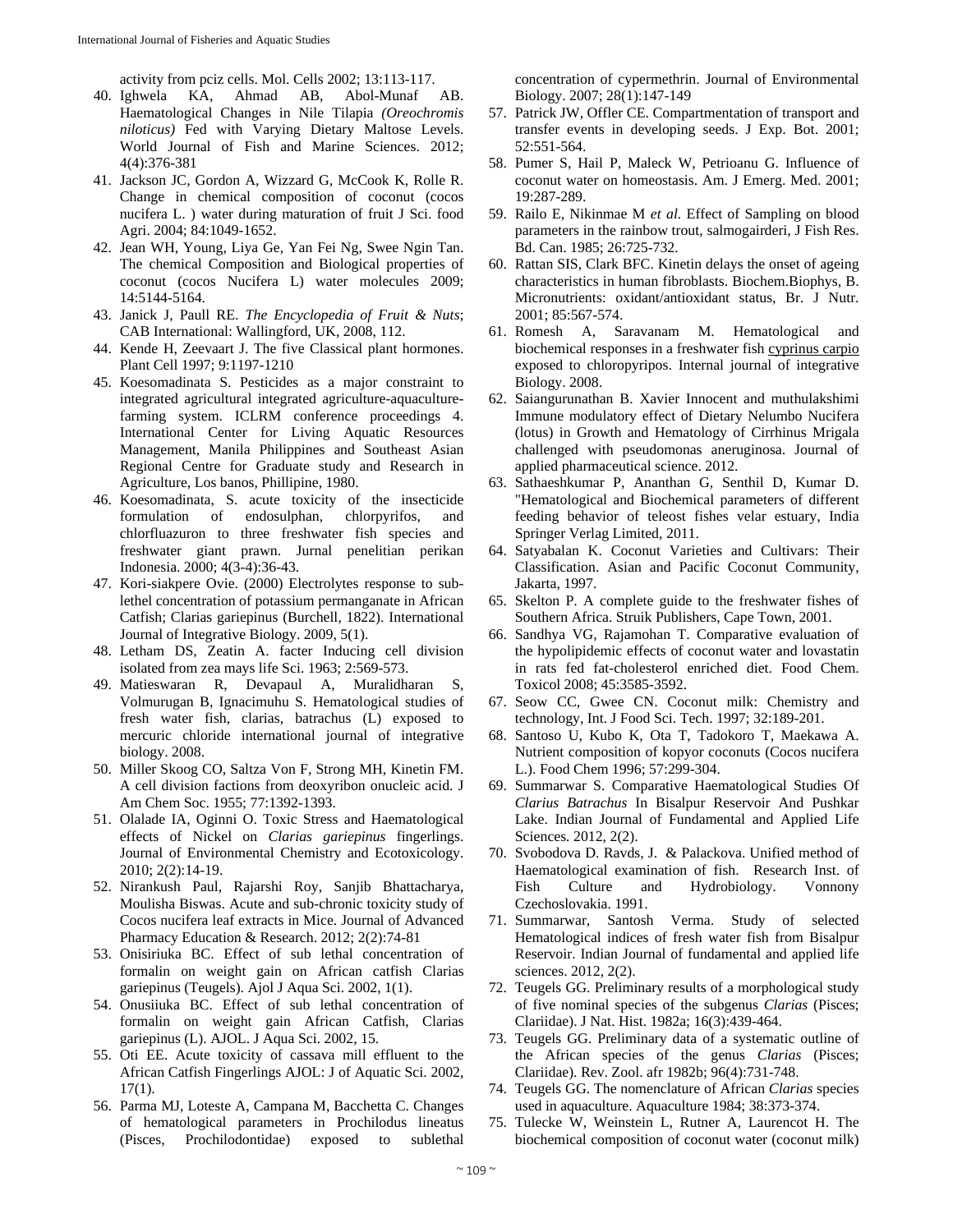activity from pciz cells. Mol. Cells 2002; 13:113-117.

40. Ighwela KA, Ahmad AB, Abol-Munaf AB. Haematological Changes in Nile Tilapia *(Oreochromis niloticus)* Fed with Varying Dietary Maltose Levels. World Journal of Fish and Marine Sciences. 2012; 4(4):376-381
41. Jackson JC, Gordon A, Wizzard G, McCook K, Rolle R. Change in chemical composition of coconut (cocos nucifera L. ) water during maturation of fruit J Sci. food Agri. 2004; 84:1049-1652.
42. Jean WH, Young, Liya Ge, Yan Fei Ng, Swee Ngin Tan. The chemical Composition and Biological properties of coconut (cocos Nucifera L) water molecules 2009; 14:5144-5164.
43. Janick J, Paull RE. *The Encyclopedia of Fruit & Nuts*; CAB International: Wallingford, UK, 2008, 112.
44. Kende H, Zeevaart J. The five Classical plant hormones. Plant Cell 1997; 9:1197-1210
45. Koesomadinata S. Pesticides as a major constraint to integrated agricultural integrated agriculture-aquaculture-farming system. ICLRM conference proceedings 4. International Center for Living Aquatic Resources Management, Manila Philippines and Southeast Asian Regional Centre for Graduate study and Research in Agriculture, Los banos, Phillipine, 1980.
46. Koesomadinata, S. acute toxicity of the insecticide formulation of endosulphan, chlorpyrifos, and chlorfluazuron to three freshwater fish species and freshwater giant prawn. Jurnal penelitian perikan Indonesia. 2000; 4(3-4):36-43.
47. Kori-siakpere Ovie. (2000) Electrolytes response to sub-lethel concentration of potassium permanganate in African Catfish; Clarias gariepinus (Burchell, 1822). International Journal of Integrative Biology. 2009, 5(1).
48. Letham DS, Zeatin A. facter Inducing cell division isolated from zea mays life Sci. 1963; 2:569-573.
49. Matieswaran R, Devapaul A, Muralidharan S, Volmurugan B, Ignacimuhu S. Hematological studies of fresh water fish, clarias, batrachus (L) exposed to mercuric chloride international journal of integrative biology. 2008.
50. Miller Skoog CO, Saltza Von F, Strong MH, Kinetin FM. A cell division factions from deoxyribon onucleic acid. J Am Chem Soc. 1955; 77:1392-1393.
51. Olalade IA, Oginni O. Toxic Stress and Haematological effects of Nickel on *Clarias gariepinus* fingerlings. Journal of Environmental Chemistry and Ecotoxicology. 2010; 2(2):14-19.
52. Nirankush Paul, Rajarshi Roy, Sanjib Bhattacharya, Moulisha Biswas. Acute and sub-chronic toxicity study of Cocos nucifera leaf extracts in Mice. Journal of Advanced Pharmacy Education & Research. 2012; 2(2):74-81
53. Onisiriuka BC. Effect of sub lethal concentration of formalin on weight gain on African catfish Clarias gariepinus (Teugels). Ajol J Aqua Sci. 2002, 1(1).
54. Onusiiuka BC. Effect of sub lethal concentration of formalin on weight gain African Catfish, Clarias gariepinus (L). AJOL. J Aqua Sci. 2002, 15.
55. Oti EE. Acute toxicity of cassava mill effluent to the African Catfish Fingerlings AJOL: J of Aquatic Sci. 2002, 17(1).
56. Parma MJ, Loteste A, Campana M, Bacchetta C. Changes of hematological parameters in Prochilodus lineatus (Pisces, Prochilodontidae) exposed to sublethal concentration of cypermethrin. Journal of Environmental Biology. 2007; 28(1):147-149
57. Patrick JW, Offler CE. Compartmentation of transport and transfer events in developing seeds. J Exp. Bot. 2001; 52:551-564.
58. Pumer S, Hail P, Maleck W, Petrioanu G. Influence of coconut water on homeostasis. Am. J Emerg. Med. 2001; 19:287-289.
59. Railo E, Nikinmae M *et al.* Effect of Sampling on blood parameters in the rainbow trout, salmogairderi, J Fish Res. Bd. Can. 1985; 26:725-732.
60. Rattan SIS, Clark BFC. Kinetin delays the onset of ageing characteristics in human fibroblasts. Biochem.Biophys, B. Micronutrients: oxidant/antioxidant status, Br. J Nutr. 2001; 85:567-574.
61. Romesh A, Saravanam M. Hematological and biochemical responses in a freshwater fish cyprinus carpio exposed to chloropyripos. Internal journal of integrative Biology. 2008.
62. Saiangurunathan B. Xavier Innocent and muthulakshimi Immune modulatory effect of Dietary Nelumbo Nucifera (lotus) in Growth and Hematology of Cirrhinus Mrigala challenged with pseudomonas aneruginosa. Journal of applied pharmaceutical science. 2012.
63. Sathaeshkumar P, Ananthan G, Senthil D, Kumar D. "Hematological and Biochemical parameters of different feeding behavior of teleost fishes velar estuary, India Springer Verlag Limited, 2011.
64. Satyabalan K. Coconut Varieties and Cultivars: Their Classification. Asian and Pacific Coconut Community, Jakarta, 1997.
65. Skelton P. A complete guide to the freshwater fishes of Southern Africa. Struik Publishers, Cape Town, 2001.
66. Sandhya VG, Rajamohan T. Comparative evaluation of the hypolipidemic effects of coconut water and lovastatin in rats fed fat-cholesterol enriched diet. Food Chem. Toxicol 2008; 45:3585-3592.
67. Seow CC, Gwee CN. Coconut milk: Chemistry and technology, Int. J Food Sci. Tech. 1997; 32:189-201.
68. Santoso U, Kubo K, Ota T, Tadokoro T, Maekawa A. Nutrient composition of kopyor coconuts (Cocos nucifera L.). Food Chem 1996; 57:299-304.
69. Summarwar S. Comparative Haematological Studies Of *Clarius Batrachus* In Bisalpur Reservoir And Pushkar Lake. Indian Journal of Fundamental and Applied Life Sciences. 2012, 2(2).
70. Svobodova D. Ravds, J. & Palackova. Unified method of Haematological examination of fish. Research Inst. of Fish Culture and Hydrobiology. Vonnony Czechoslovakia. 1991.
71. Summarwar, Santosh Verma. Study of selected Hematological indices of fresh water fish from Bisalpur Reservoir. Indian Journal of fundamental and applied life sciences. 2012, 2(2).
72. Teugels GG. Preliminary results of a morphological study of five nominal species of the subgenus *Clarias* (Pisces; Clariidae). J Nat. Hist. 1982a; 16(3):439-464.
73. Teugels GG. Preliminary data of a systematic outline of the African species of the genus *Clarias* (Pisces; Clariidae). Rev. Zool. afr 1982b; 96(4):731-748.
74. Teugels GG. The nomenclature of African *Clarias* species used in aquaculture. Aquaculture 1984; 38:373-374.
75. Tulecke W, Weinstein L, Rutner A, Laurencot H. The biochemical composition of coconut water (coconut milk)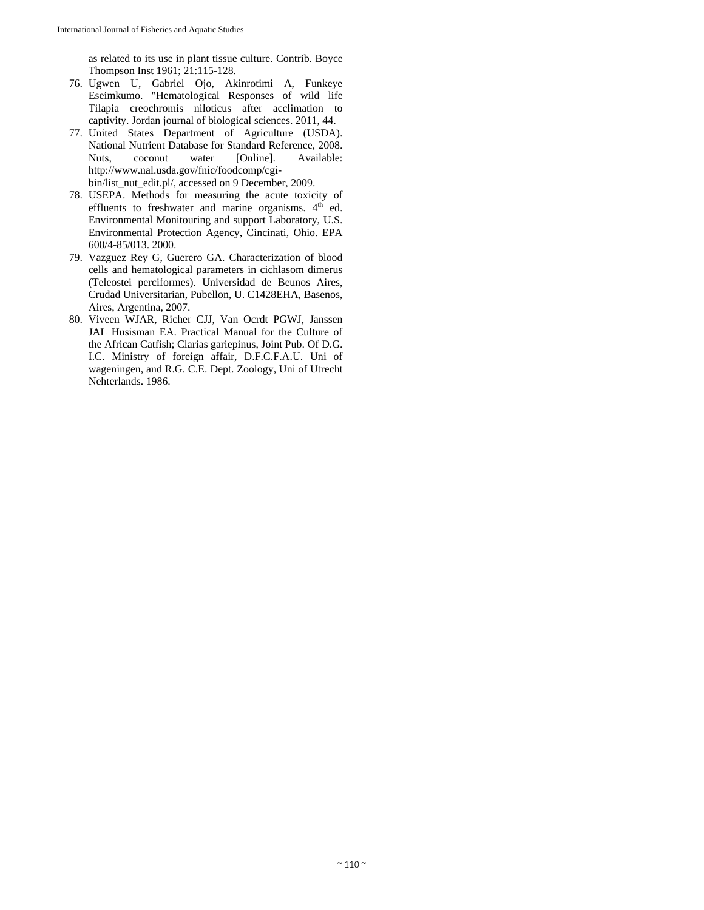as related to its use in plant tissue culture. Contrib. Boyce Thompson Inst 1961; 21:115-128.

76. Ugwen U, Gabriel Ojo, Akinrotimi A, Funkeye Eseimkumo. "Hematological Responses of wild life Tilapia creochromis niloticus after acclimation to captivity. Jordan journal of biological sciences. 2011, 44.
77. United States Department of Agriculture (USDA). National Nutrient Database for Standard Reference, 2008. Nuts, coconut water [Online]. Available: http://www.nal.usda.gov/fnic/foodcomp/cgi-bin/list_nut_edit.pl/, accessed on 9 December, 2009.
78. USEPA. Methods for measuring the acute toxicity of effluents to freshwater and marine organisms. 4th ed. Environmental Monitouring and support Laboratory, U.S. Environmental Protection Agency, Cincinati, Ohio. EPA 600/4-85/013. 2000.
79. Vazguez Rey G, Guerero GA. Characterization of blood cells and hematological parameters in cichlasom dimerus (Teleostei perciformes). Universidad de Beunos Aires, Crudad Universitarian, Pubellon, U. C1428EHA, Basenos, Aires, Argentina, 2007.
80. Viveen WJAR, Richer CJJ, Van Ocrdt PGWJ, Janssen JAL Husisman EA. Practical Manual for the Culture of the African Catfish; Clarias gariepinus, Joint Pub. Of D.G. I.C. Ministry of foreign affair, D.F.C.F.A.U. Uni of wageningen, and R.G. C.E. Dept. Zoology, Uni of Utrecht Nehterlands. 1986.